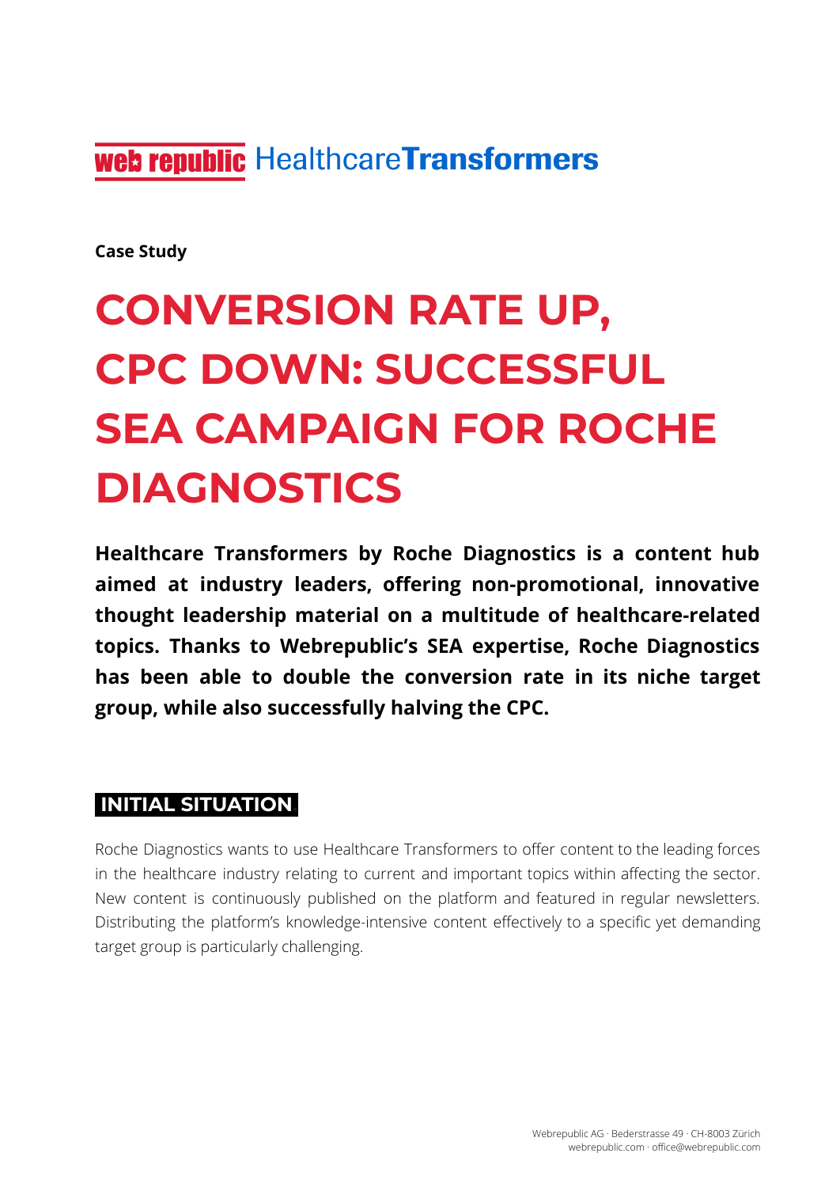web republic HealthcareTransformers

**Case Study**

# CONVERSION RATE UP, CPC DOWN: SUCCESSFUL SEA CAMPAIGN FOR ROCHE DIAGNOSTICS

**Healthcare Transformers by Roche Diagnostics is a content hub aimed at industry leaders, offering non-promotional, innovative thought leadership material on a multitude of healthcare-related topics. Thanks to Webrepublic's SEA expertise, Roche Diagnostics has been able to double the conversion rate in its niche target group, while also successfully halving the CPC.**

## INITIAL SITUATION

Roche Diagnostics wants to use Healthcare Transformers to offer content to the leading forces in the healthcare industry relating to current and important topics within affecting the sector. New content is continuously published on the platform and featured in regular newsletters. Distributing the platform's knowledge-intensive content effectively to a specific yet demanding target group is particularly challenging.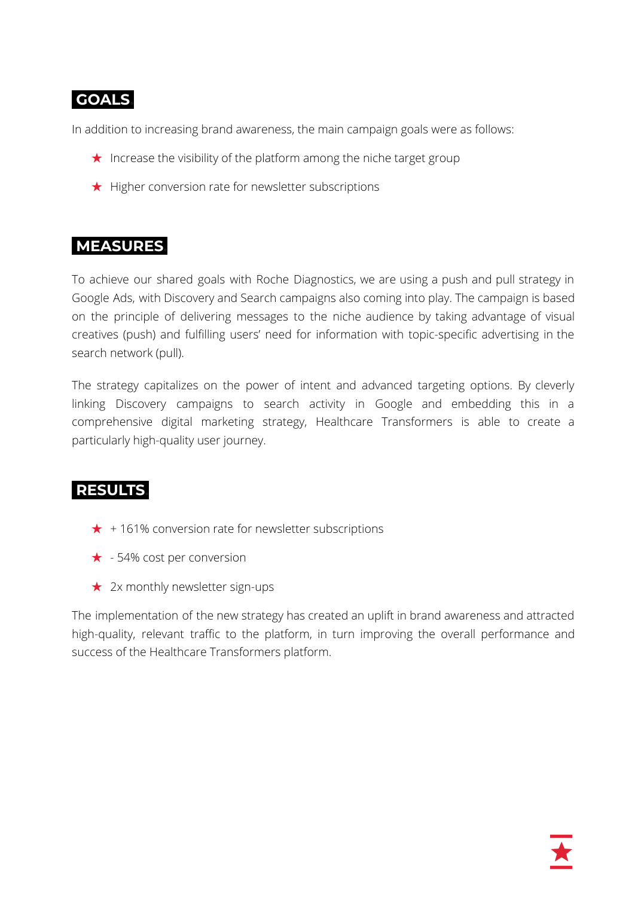## GOALS

In addition to increasing brand awareness, the main campaign goals were as follows:

- ★ Increase the visibility of the platform among the niche target group
- ★ Higher conversion rate for newsletter subscriptions

## MEASURES

To achieve our shared goals with Roche Diagnostics, we are using a push and pull strategy in Google Ads, with Discovery and Search campaigns also coming into play. The campaign is based on the principle of delivering messages to the niche audience by taking advantage of visual creatives (push) and fulfilling users' need for information with topic-specific advertising in the search network (pull).

The strategy capitalizes on the power of intent and advanced targeting options. By cleverly linking Discovery campaigns to search activity in Google and embedding this in a comprehensive digital marketing strategy, Healthcare Transformers is able to create a particularly high-quality user journey.

## RESULTS

- ★ + 161% conversion rate for newsletter subscriptions
- ★ - 54% cost per conversion
- ★ 2x monthly newsletter sign-ups

The implementation of the new strategy has created an uplift in brand awareness and attracted high-quality, relevant traffic to the platform, in turn improving the overall performance and success of the Healthcare Transformers platform.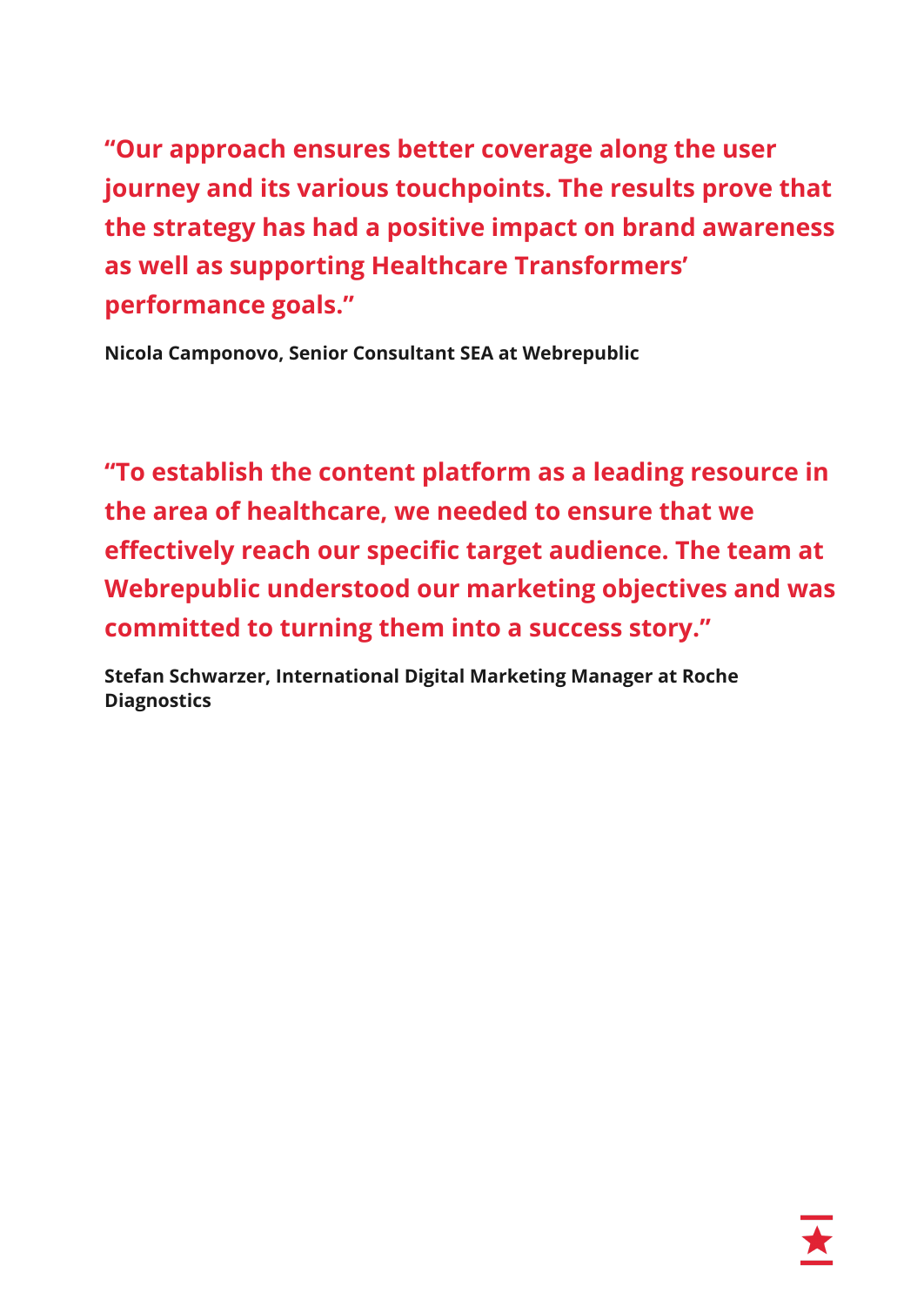**“Our approach ensures better coverage along the user journey and its various touchpoints. The results prove that the strategy has had a positive impact on brand awareness as well as supporting Healthcare Transformers’ performance goals.”**

**Nicola Camponovo, Senior Consultant SEA at Webrepublic**

**“To establish the content platform as a leading resource in the area of healthcare, we needed to ensure that we effectively reach our specific target audience. The team at Webrepublic understood our marketing objectives and was committed to turning them into a success story.”**

**Stefan Schwarzer, International Digital Marketing Manager at Roche Diagnostics**